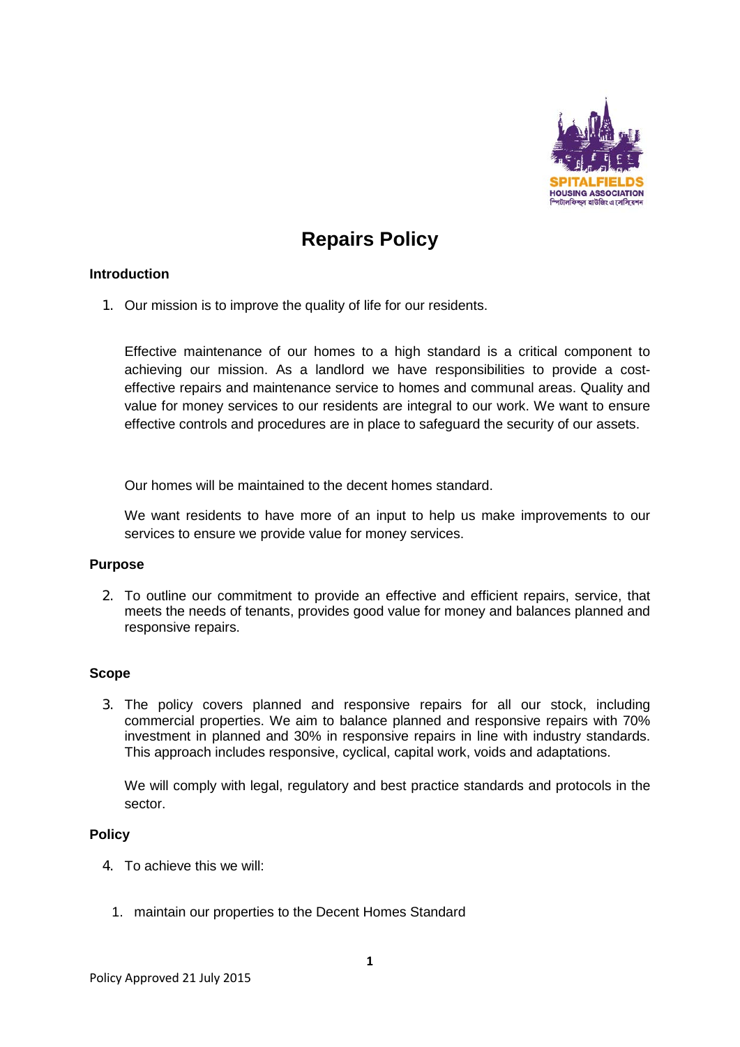# Repairs Policy

## Introduction

1. Our mission is to improve the quality of life for our residents.

   Effective maintenance of our homes to a high standard is a critical component to achieving our mission. As a landlord we have responsibilities to provide a cost-effective repairs and maintenance service to homes and communal areas. Quality and value for money services to our residents are integral to our work. We want to ensure effective controls and procedures are in place to safeguard the security of our assets.

   Our homes will be maintained to the decent homes standard.

   We want residents to have more of an input to help us make improvements to our services to ensure we provide value for money services.

## Purpose

2. To outline our commitment to provide an effective and efficient repairs, service, that meets the needs of tenants, provides good value for money and balances planned and responsive repairs.

## Scope

3. The policy covers planned and responsive repairs for all our stock, including commercial properties. We aim to balance planned and responsive repairs with 70% investment in planned and 30% in responsive repairs in line with industry standards. This approach includes responsive, cyclical, capital work, voids and adaptations.

   We will comply with legal, regulatory and best practice standards and protocols in the sector.

## Policy

4. To achieve this we will:

   1. maintain our properties to the Decent Homes Standard

Policy Approved 21 July 2015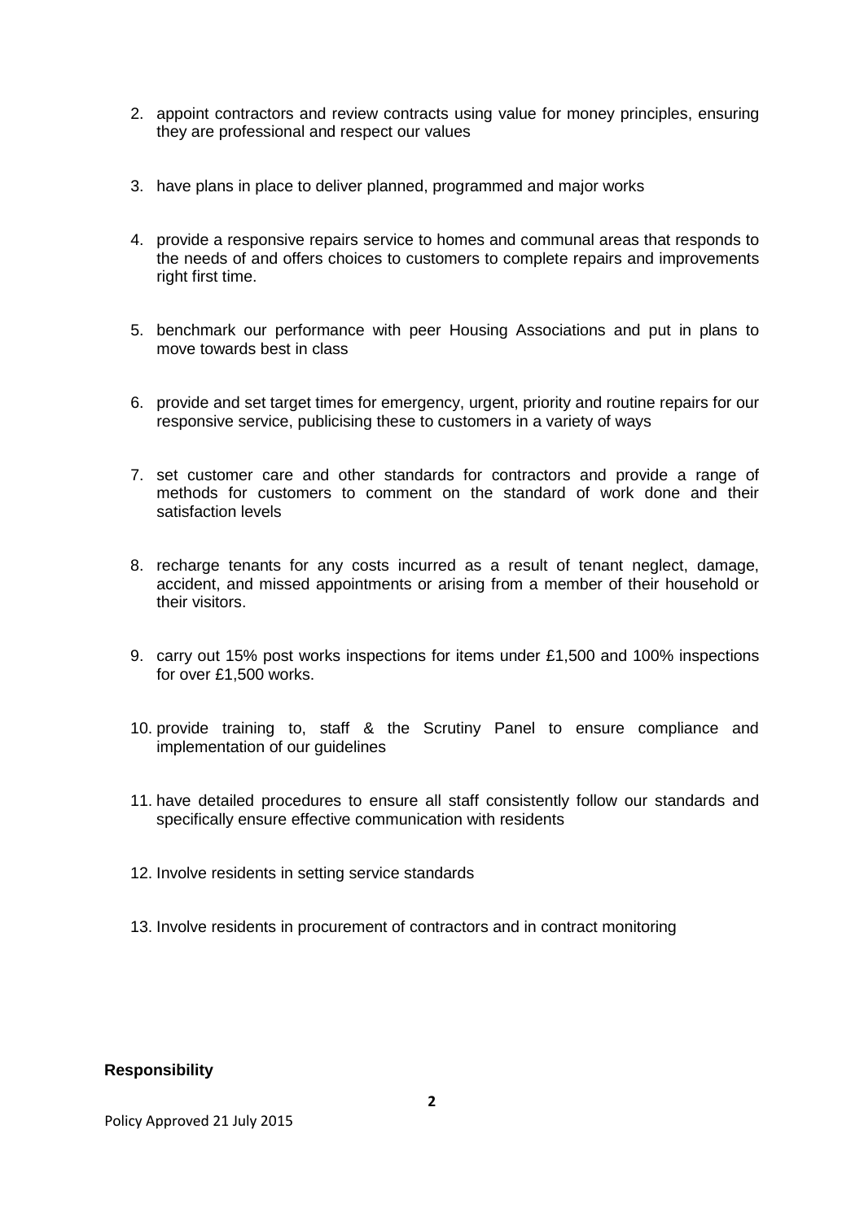2. appoint contractors and review contracts using value for money principles, ensuring they are professional and respect our values

3. have plans in place to deliver planned, programmed and major works

4. provide a responsive repairs service to homes and communal areas that responds to the needs of and offers choices to customers to complete repairs and improvements right first time.

5. benchmark our performance with peer Housing Associations and put in plans to move towards best in class

6. provide and set target times for emergency, urgent, priority and routine repairs for our responsive service, publicising these to customers in a variety of ways

7. set customer care and other standards for contractors and provide a range of methods for customers to comment on the standard of work done and their satisfaction levels

8. recharge tenants for any costs incurred as a result of tenant neglect, damage, accident, and missed appointments or arising from a member of their household or their visitors.

9. carry out 15% post works inspections for items under £1,500 and 100% inspections for over £1,500 works.

10. provide training to, staff & the Scrutiny Panel to ensure compliance and implementation of our guidelines

11. have detailed procedures to ensure all staff consistently follow our standards and specifically ensure effective communication with residents

12. Involve residents in setting service standards

13. Involve residents in procurement of contractors and in contract monitoring

**Responsibility**

Policy Approved 21 July 2015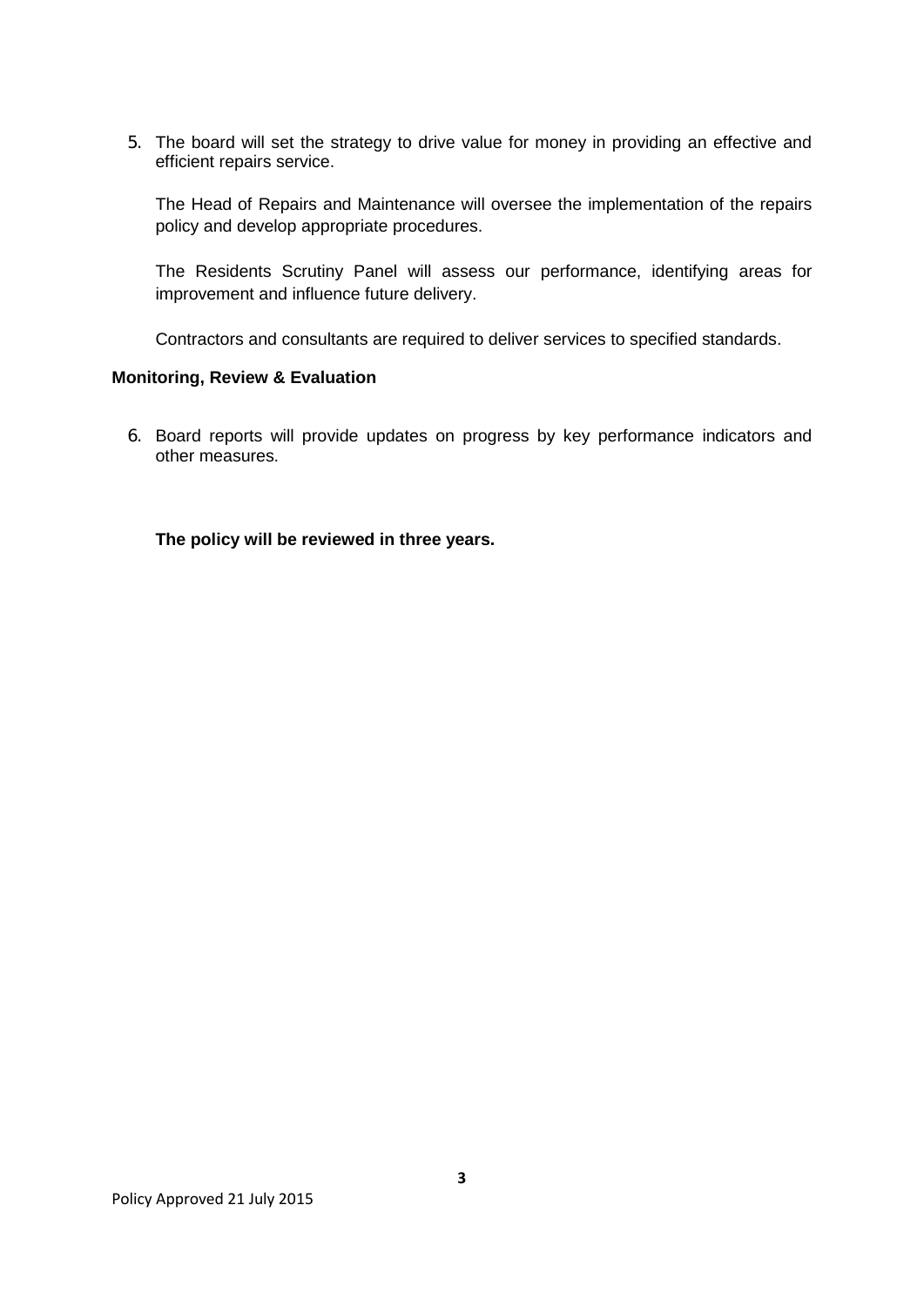5. The board will set the strategy to drive value for money in providing an effective and efficient repairs service.

   The Head of Repairs and Maintenance will oversee the implementation of the repairs policy and develop appropriate procedures.

   The Residents Scrutiny Panel will assess our performance, identifying areas for improvement and influence future delivery.

   Contractors and consultants are required to deliver services to specified standards.

**Monitoring, Review & Evaluation**

6. Board reports will provide updates on progress by key performance indicators and other measures.

   **The policy will be reviewed in three years.**

Policy Approved 21 July 2015